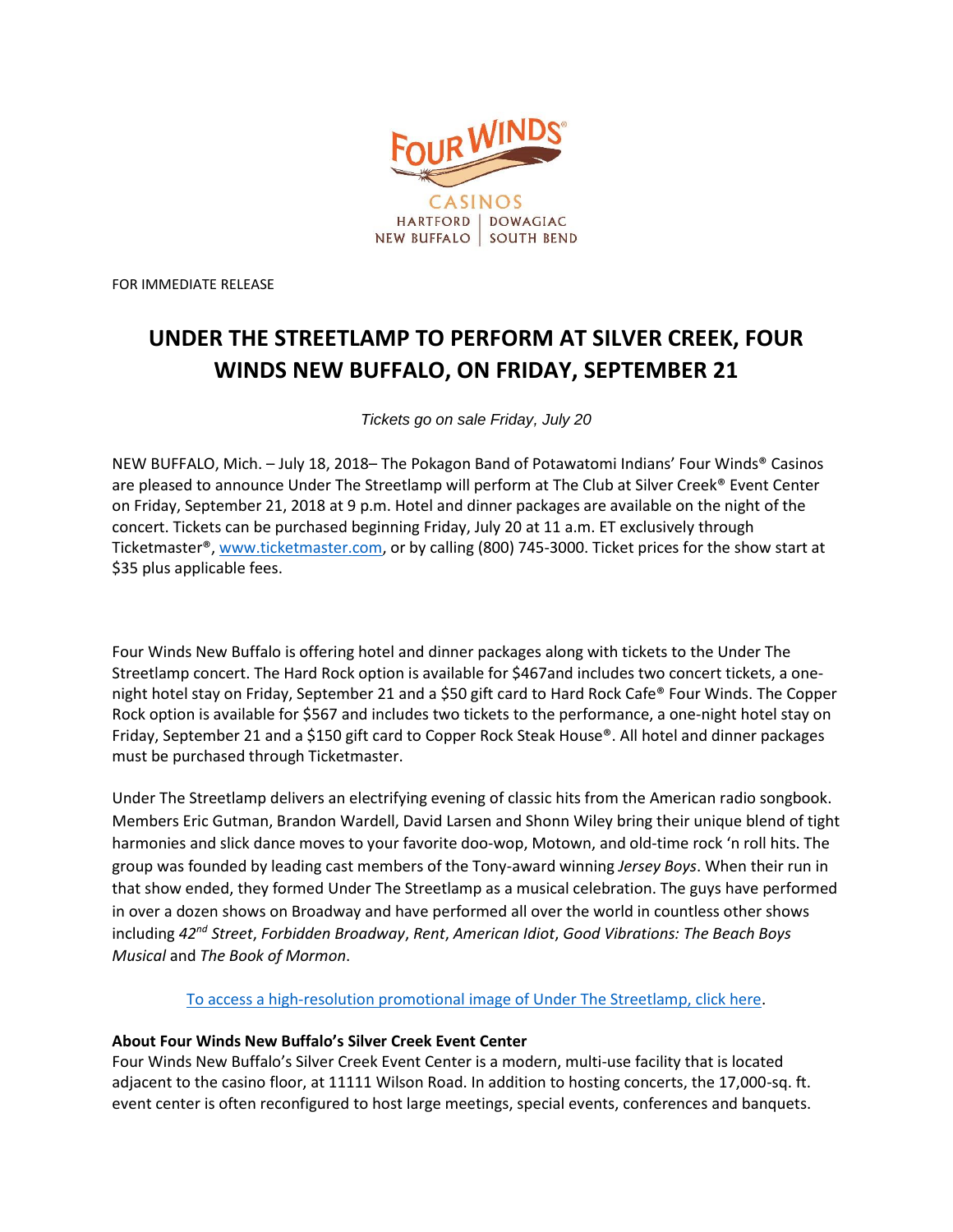FOUR WINDS®

CASINOS

HARTFORD | DOWAGIAC
NEW BUFFALO | SOUTH BEND

FOR IMMEDIATE RELEASE

# UNDER THE STREETLAMP TO PERFORM AT SILVER CREEK, FOUR WINDS NEW BUFFALO, ON FRIDAY, SEPTEMBER 21

*Tickets go on sale Friday, July 20*

NEW BUFFALO, Mich. – July 18, 2018– The Pokagon Band of Potawatomi Indians' Four Winds® Casinos are pleased to announce Under The Streetlamp will perform at The Club at Silver Creek® Event Center on Friday, September 21, 2018 at 9 p.m. Hotel and dinner packages are available on the night of the concert. Tickets can be purchased beginning Friday, July 20 at 11 a.m. ET exclusively through Ticketmaster®, www.ticketmaster.com, or by calling (800) 745-3000. Ticket prices for the show start at $35 plus applicable fees.

Four Winds New Buffalo is offering hotel and dinner packages along with tickets to the Under The Streetlamp concert. The Hard Rock option is available for $467and includes two concert tickets, a one-night hotel stay on Friday, September 21 and a $50 gift card to Hard Rock Cafe® Four Winds. The Copper Rock option is available for $567 and includes two tickets to the performance, a one-night hotel stay on Friday, September 21 and a $150 gift card to Copper Rock Steak House®. All hotel and dinner packages must be purchased through Ticketmaster.

Under The Streetlamp delivers an electrifying evening of classic hits from the American radio songbook. Members Eric Gutman, Brandon Wardell, David Larsen and Shonn Wiley bring their unique blend of tight harmonies and slick dance moves to your favorite doo-wop, Motown, and old-time rock 'n roll hits. The group was founded by leading cast members of the Tony-award winning *Jersey Boys*. When their run in that show ended, they formed Under The Streetlamp as a musical celebration. The guys have performed in over a dozen shows on Broadway and have performed all over the world in countless other shows including *42nd Street*, *Forbidden Broadway*, *Rent*, *American Idiot*, *Good Vibrations: The Beach Boys Musical* and *The Book of Mormon*.

To access a high-resolution promotional image of Under The Streetlamp, click here.

**About Four Winds New Buffalo's Silver Creek Event Center**
Four Winds New Buffalo's Silver Creek Event Center is a modern, multi-use facility that is located adjacent to the casino floor, at 11111 Wilson Road. In addition to hosting concerts, the 17,000-sq. ft. event center is often reconfigured to host large meetings, special events, conferences and banquets.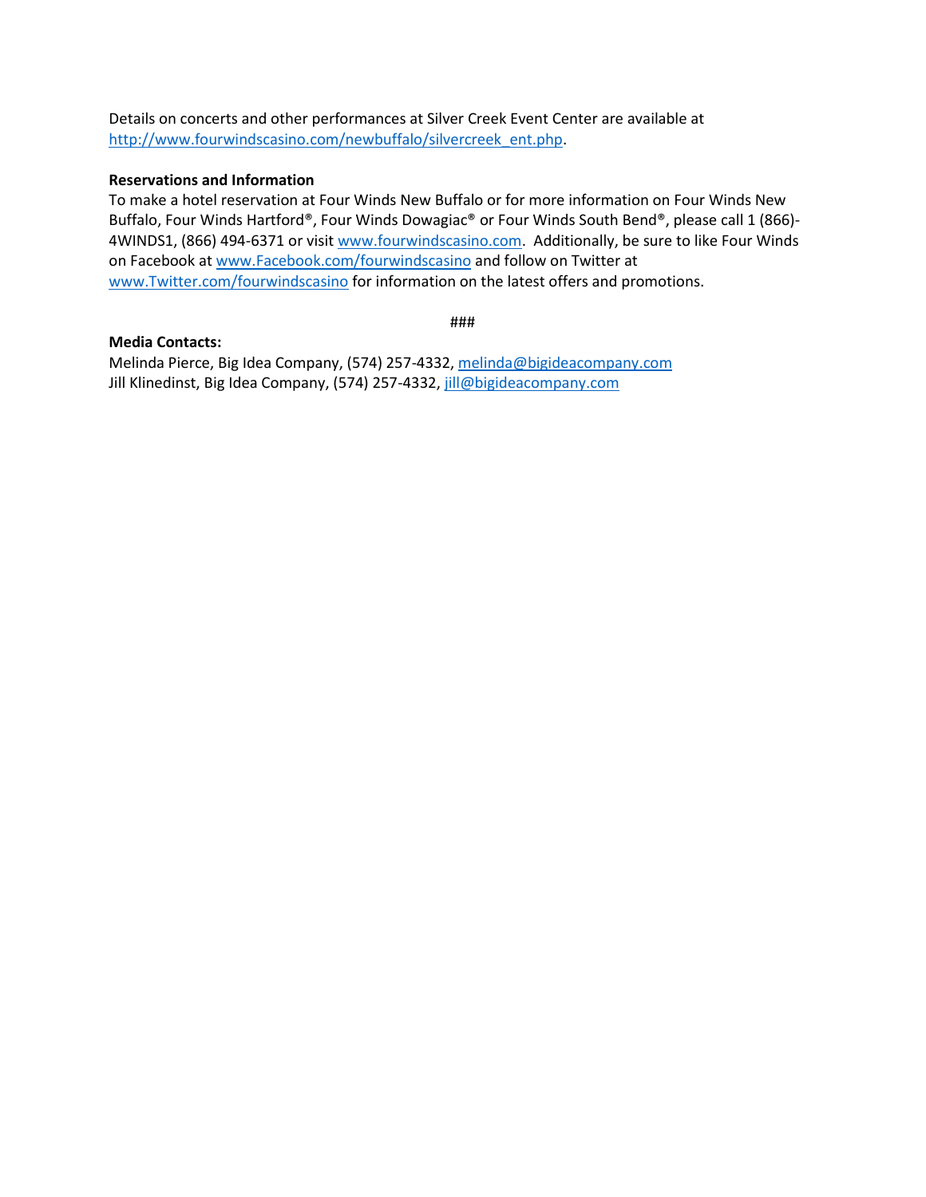Details on concerts and other performances at Silver Creek Event Center are available at http://www.fourwindscasino.com/newbuffalo/silvercreek_ent.php.

**Reservations and Information**

To make a hotel reservation at Four Winds New Buffalo or for more information on Four Winds New Buffalo, Four Winds Hartford®, Four Winds Dowagiac® or Four Winds South Bend®, please call 1 (866)-4WINDS1, (866) 494-6371 or visit www.fourwindscasino.com. Additionally, be sure to like Four Winds on Facebook at www.Facebook.com/fourwindscasino and follow on Twitter at www.Twitter.com/fourwindscasino for information on the latest offers and promotions.

###

**Media Contacts:**

Melinda Pierce, Big Idea Company, (574) 257-4332, melinda@bigideacompany.com
Jill Klinedinst, Big Idea Company, (574) 257-4332, jill@bigideacompany.com